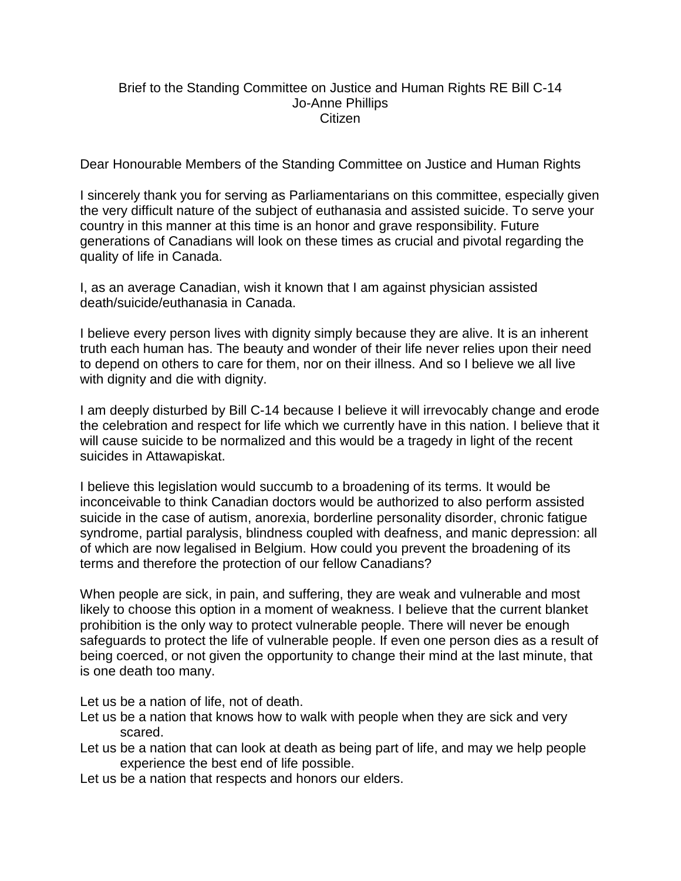Brief to the Standing Committee on Justice and Human Rights RE Bill C-14
Jo-Anne Phillips
Citizen

Dear Honourable Members of the Standing Committee on Justice and Human Rights

I sincerely thank you for serving as Parliamentarians on this committee, especially given the very difficult nature of the subject of euthanasia and assisted suicide. To serve your country in this manner at this time is an honor and grave responsibility. Future generations of Canadians will look on these times as crucial and pivotal regarding the quality of life in Canada.

I, as an average Canadian, wish it known that I am against physician assisted death/suicide/euthanasia in Canada.

I believe every person lives with dignity simply because they are alive. It is an inherent truth each human has. The beauty and wonder of their life never relies upon their need to depend on others to care for them, nor on their illness. And so I believe we all live with dignity and die with dignity.

I am deeply disturbed by Bill C-14 because I believe it will irrevocably change and erode the celebration and respect for life which we currently have in this nation. I believe that it will cause suicide to be normalized and this would be a tragedy in light of the recent suicides in Attawapiskat.

I believe this legislation would succumb to a broadening of its terms. It would be inconceivable to think Canadian doctors would be authorized to also perform assisted suicide in the case of autism, anorexia, borderline personality disorder, chronic fatigue syndrome, partial paralysis, blindness coupled with deafness, and manic depression: all of which are now legalised in Belgium. How could you prevent the broadening of its terms and therefore the protection of our fellow Canadians?

When people are sick, in pain, and suffering, they are weak and vulnerable and most likely to choose this option in a moment of weakness. I believe that the current blanket prohibition is the only way to protect vulnerable people. There will never be enough safeguards to protect the life of vulnerable people. If even one person dies as a result of being coerced, or not given the opportunity to change their mind at the last minute, that is one death too many.

Let us be a nation of life, not of death.
Let us be a nation that knows how to walk with people when they are sick and very scared.
Let us be a nation that can look at death as being part of life, and may we help people experience the best end of life possible.
Let us be a nation that respects and honors our elders.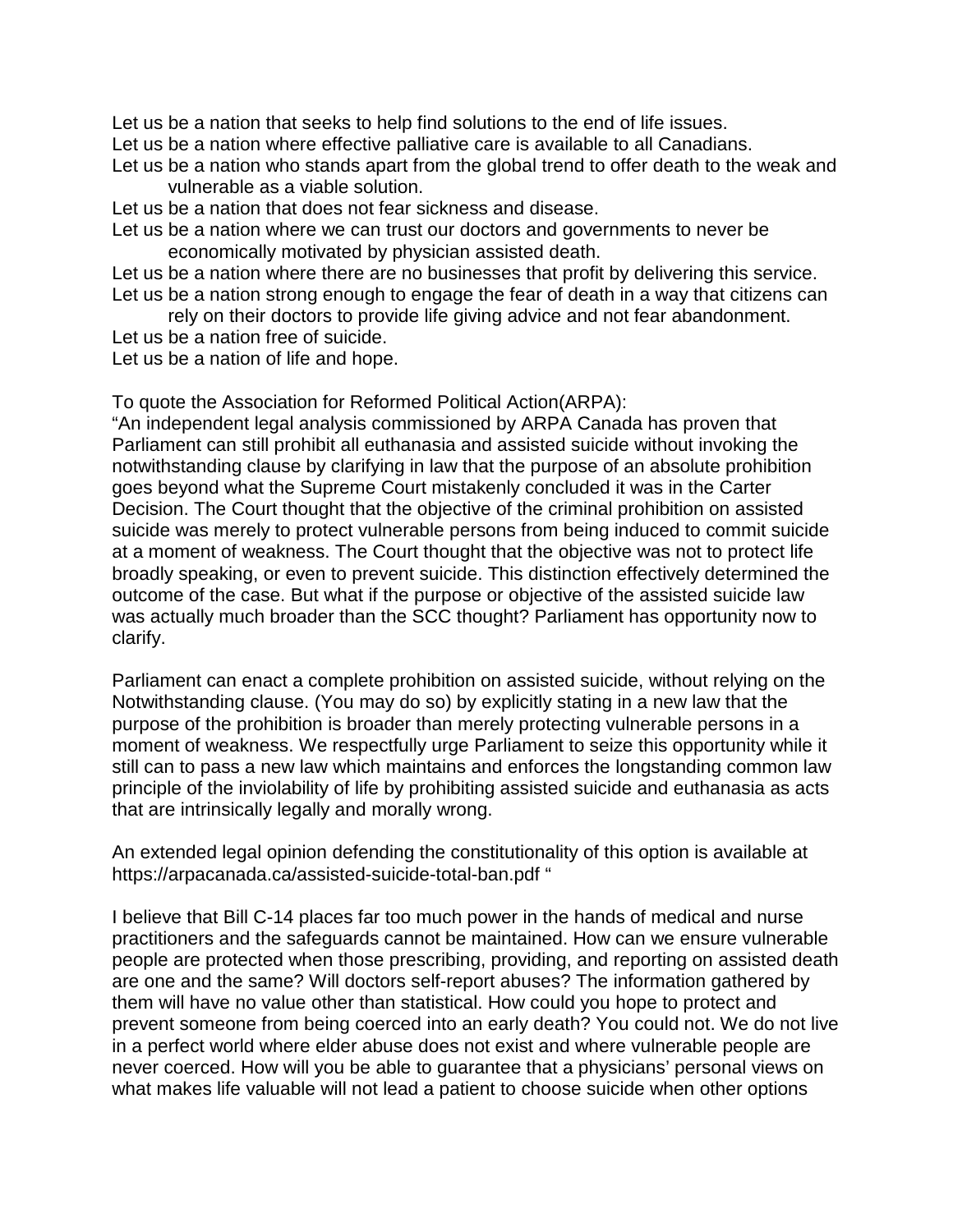Let us be a nation that seeks to help find solutions to the end of life issues.
Let us be a nation where effective palliative care is available to all Canadians.
Let us be a nation who stands apart from the global trend to offer death to the weak and vulnerable as a viable solution.
Let us be a nation that does not fear sickness and disease.
Let us be a nation where we can trust our doctors and governments to never be economically motivated by physician assisted death.
Let us be a nation where there are no businesses that profit by delivering this service.
Let us be a nation strong enough to engage the fear of death in a way that citizens can rely on their doctors to provide life giving advice and not fear abandonment.
Let us be a nation free of suicide.
Let us be a nation of life and hope.

To quote the Association for Reformed Political Action(ARPA):
"An independent legal analysis commissioned by ARPA Canada has proven that Parliament can still prohibit all euthanasia and assisted suicide without invoking the notwithstanding clause by clarifying in law that the purpose of an absolute prohibition goes beyond what the Supreme Court mistakenly concluded it was in the Carter Decision. The Court thought that the objective of the criminal prohibition on assisted suicide was merely to protect vulnerable persons from being induced to commit suicide at a moment of weakness. The Court thought that the objective was not to protect life broadly speaking, or even to prevent suicide. This distinction effectively determined the outcome of the case. But what if the purpose or objective of the assisted suicide law was actually much broader than the SCC thought? Parliament has opportunity now to clarify.

Parliament can enact a complete prohibition on assisted suicide, without relying on the Notwithstanding clause. (You may do so) by explicitly stating in a new law that the purpose of the prohibition is broader than merely protecting vulnerable persons in a moment of weakness. We respectfully urge Parliament to seize this opportunity while it still can to pass a new law which maintains and enforces the longstanding common law principle of the inviolability of life by prohibiting assisted suicide and euthanasia as acts that are intrinsically legally and morally wrong.

An extended legal opinion defending the constitutionality of this option is available at https://arpacanada.ca/assisted-suicide-total-ban.pdf "

I believe that Bill C-14 places far too much power in the hands of medical and nurse practitioners and the safeguards cannot be maintained. How can we ensure vulnerable people are protected when those prescribing, providing, and reporting on assisted death are one and the same? Will doctors self-report abuses? The information gathered by them will have no value other than statistical. How could you hope to protect and prevent someone from being coerced into an early death? You could not. We do not live in a perfect world where elder abuse does not exist and where vulnerable people are never coerced. How will you be able to guarantee that a physicians' personal views on what makes life valuable will not lead a patient to choose suicide when other options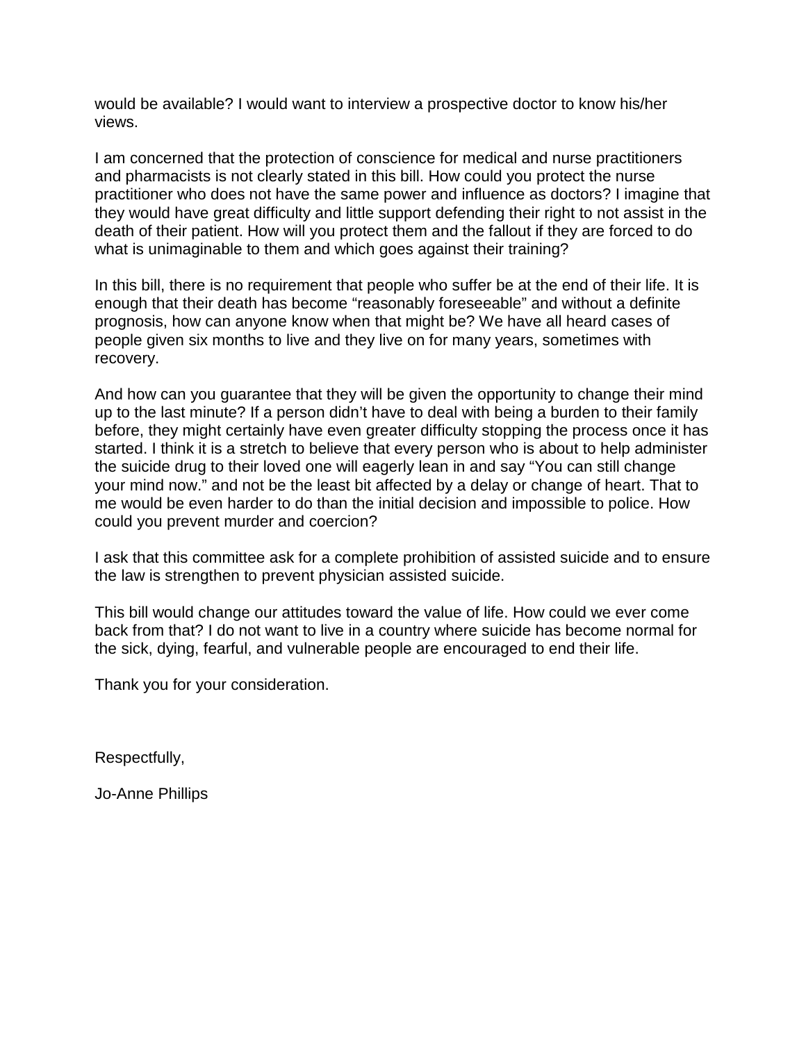would be available? I would want to interview a prospective doctor to know his/her views.

I am concerned that the protection of conscience for medical and nurse practitioners and pharmacists is not clearly stated in this bill. How could you protect the nurse practitioner who does not have the same power and influence as doctors? I imagine that they would have great difficulty and little support defending their right to not assist in the death of their patient. How will you protect them and the fallout if they are forced to do what is unimaginable to them and which goes against their training?

In this bill, there is no requirement that people who suffer be at the end of their life. It is enough that their death has become "reasonably foreseeable" and without a definite prognosis, how can anyone know when that might be? We have all heard cases of people given six months to live and they live on for many years, sometimes with recovery.

And how can you guarantee that they will be given the opportunity to change their mind up to the last minute? If a person didn't have to deal with being a burden to their family before, they might certainly have even greater difficulty stopping the process once it has started. I think it is a stretch to believe that every person who is about to help administer the suicide drug to their loved one will eagerly lean in and say "You can still change your mind now." and not be the least bit affected by a delay or change of heart. That to me would be even harder to do than the initial decision and impossible to police. How could you prevent murder and coercion?

I ask that this committee ask for a complete prohibition of assisted suicide and to ensure the law is strengthen to prevent physician assisted suicide.

This bill would change our attitudes toward the value of life. How could we ever come back from that? I do not want to live in a country where suicide has become normal for the sick, dying, fearful, and vulnerable people are encouraged to end their life.

Thank you for your consideration.

Respectfully,

Jo-Anne Phillips